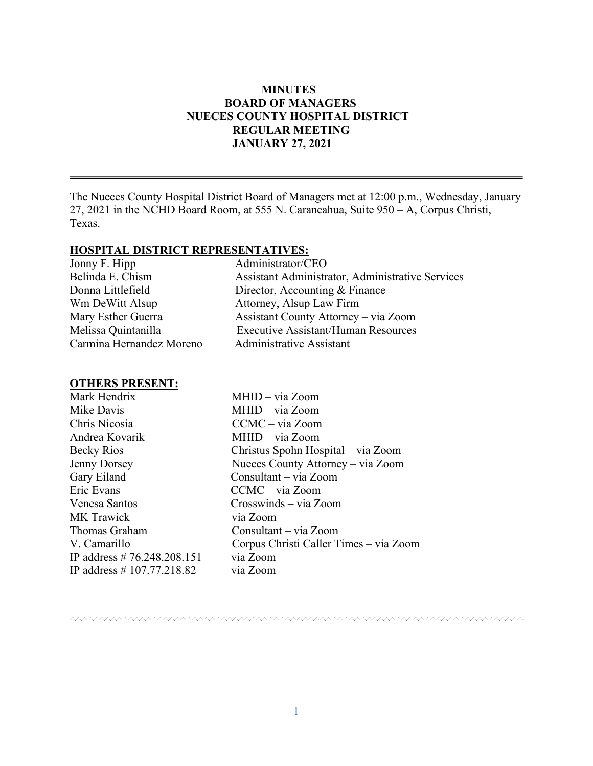# MINUTES
## BOARD OF MANAGERS
## NUECES COUNTY HOSPITAL DISTRICT
## REGULAR MEETING
## JANUARY 27, 2021

---

The Nueces County Hospital District Board of Managers met at 12:00 p.m., Wednesday, January 27, 2021 in the NCHD Board Room, at 555 N. Carancahua, Suite 950 – A, Corpus Christi, Texas.

**HOSPITAL DISTRICT REPRESENTATIVES:**

| | |
|---|---|
| Jonny F. Hipp | Administrator/CEO |
| Belinda E. Chism | Assistant Administrator, Administrative Services |
| Donna Littlefield | Director, Accounting & Finance |
| Wm DeWitt Alsup | Attorney, Alsup Law Firm |
| Mary Esther Guerra | Assistant County Attorney – via Zoom |
| Melissa Quintanilla | Executive Assistant/Human Resources |
| Carmina Hernandez Moreno | Administrative Assistant |

**OTHERS PRESENT:**

| | |
|---|---|
| Mark Hendrix | MHID – via Zoom |
| Mike Davis | MHID – via Zoom |
| Chris Nicosia | CCMC – via Zoom |
| Andrea Kovarik | MHID – via Zoom |
| Becky Rios | Christus Spohn Hospital – via Zoom |
| Jenny Dorsey | Nueces County Attorney – via Zoom |
| Gary Eiland | Consultant – via Zoom |
| Eric Evans | CCMC – via Zoom |
| Venesa Santos | Crosswinds – via Zoom |
| MK Trawick | via Zoom |
| Thomas Graham | Consultant – via Zoom |
| V. Camarillo | Corpus Christi Caller Times – via Zoom |
| IP address # 76.248.208.151 | via Zoom |
| IP address # 107.77.218.82 | via Zoom |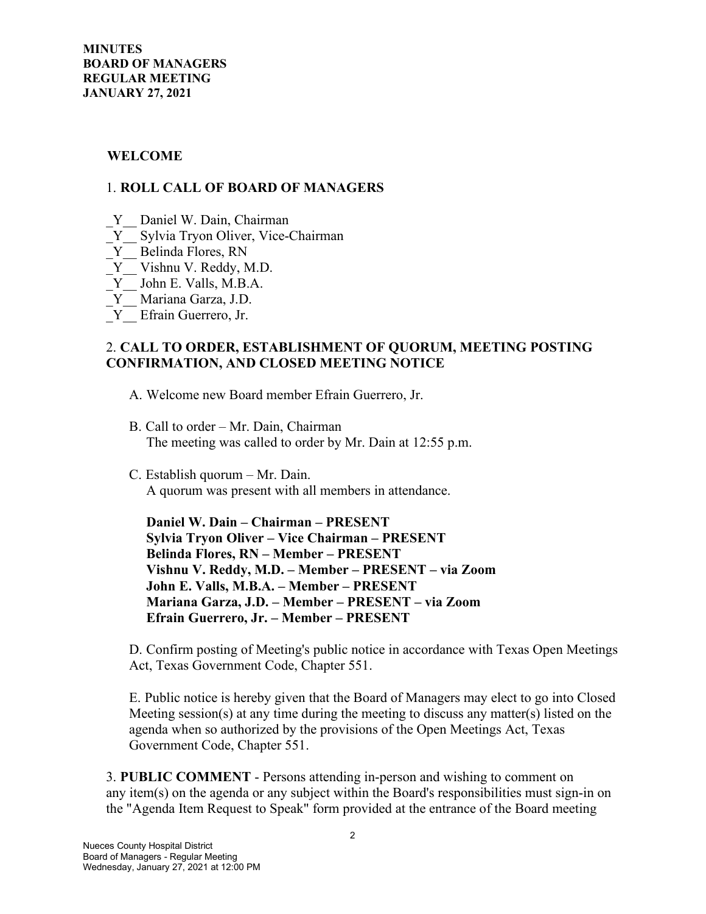**MINUTES**
**BOARD OF MANAGERS**
**REGULAR MEETING**
**JANUARY 27, 2021**

**WELCOME**

1. **ROLL CALL OF BOARD OF MANAGERS**

_Y__ Daniel W. Dain, Chairman
_Y__ Sylvia Tryon Oliver, Vice-Chairman
_Y__ Belinda Flores, RN
_Y__ Vishnu V. Reddy, M.D.
_Y__ John E. Valls, M.B.A.
_Y__ Mariana Garza, J.D.
_Y__ Efrain Guerrero, Jr.

2. **CALL TO ORDER, ESTABLISHMENT OF QUORUM, MEETING POSTING CONFIRMATION, AND CLOSED MEETING NOTICE**

A. Welcome new Board member Efrain Guerrero, Jr.

B. Call to order – Mr. Dain, Chairman
The meeting was called to order by Mr. Dain at 12:55 p.m.

C. Establish quorum – Mr. Dain.
A quorum was present with all members in attendance.

**Daniel W. Dain – Chairman – PRESENT**
**Sylvia Tryon Oliver – Vice Chairman – PRESENT**
**Belinda Flores, RN – Member – PRESENT**
**Vishnu V. Reddy, M.D. – Member – PRESENT – via Zoom**
**John E. Valls, M.B.A. – Member – PRESENT**
**Mariana Garza, J.D. – Member – PRESENT – via Zoom**
**Efrain Guerrero, Jr. – Member – PRESENT**

D. Confirm posting of Meeting's public notice in accordance with Texas Open Meetings Act, Texas Government Code, Chapter 551.

E. Public notice is hereby given that the Board of Managers may elect to go into Closed Meeting session(s) at any time during the meeting to discuss any matter(s) listed on the agenda when so authorized by the provisions of the Open Meetings Act, Texas Government Code, Chapter 551.

3. **PUBLIC COMMENT** - Persons attending in-person and wishing to comment on any item(s) on the agenda or any subject within the Board's responsibilities must sign-in on the "Agenda Item Request to Speak" form provided at the entrance of the Board meeting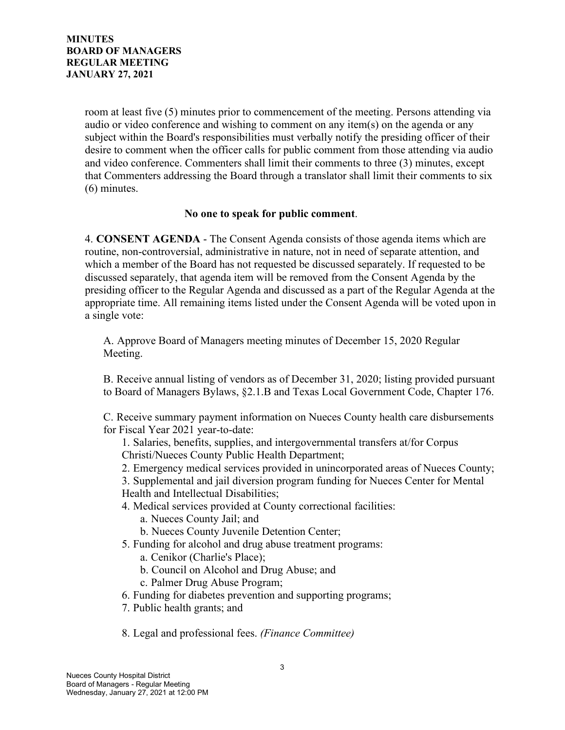room at least five (5) minutes prior to commencement of the meeting. Persons attending via audio or video conference and wishing to comment on any item(s) on the agenda or any subject within the Board's responsibilities must verbally notify the presiding officer of their desire to comment when the officer calls for public comment from those attending via audio and video conference. Commenters shall limit their comments to three (3) minutes, except that Commenters addressing the Board through a translator shall limit their comments to six (6) minutes.

**No one to speak for public comment**.

4. **CONSENT AGENDA** - The Consent Agenda consists of those agenda items which are routine, non-controversial, administrative in nature, not in need of separate attention, and which a member of the Board has not requested be discussed separately. If requested to be discussed separately, that agenda item will be removed from the Consent Agenda by the presiding officer to the Regular Agenda and discussed as a part of the Regular Agenda at the appropriate time. All remaining items listed under the Consent Agenda will be voted upon in a single vote:

A. Approve Board of Managers meeting minutes of December 15, 2020 Regular Meeting.

B. Receive annual listing of vendors as of December 31, 2020; listing provided pursuant to Board of Managers Bylaws, §2.1.B and Texas Local Government Code, Chapter 176.

C. Receive summary payment information on Nueces County health care disbursements for Fiscal Year 2021 year-to-date:

1. Salaries, benefits, supplies, and intergovernmental transfers at/for Corpus Christi/Nueces County Public Health Department;
2. Emergency medical services provided in unincorporated areas of Nueces County;
3. Supplemental and jail diversion program funding for Nueces Center for Mental Health and Intellectual Disabilities;
4. Medical services provided at County correctional facilities:
   a. Nueces County Jail; and
   b. Nueces County Juvenile Detention Center;
5. Funding for alcohol and drug abuse treatment programs:
   a. Cenikor (Charlie's Place);
   b. Council on Alcohol and Drug Abuse; and
   c. Palmer Drug Abuse Program;
6. Funding for diabetes prevention and supporting programs;
7. Public health grants; and
8. Legal and professional fees. *(Finance Committee)*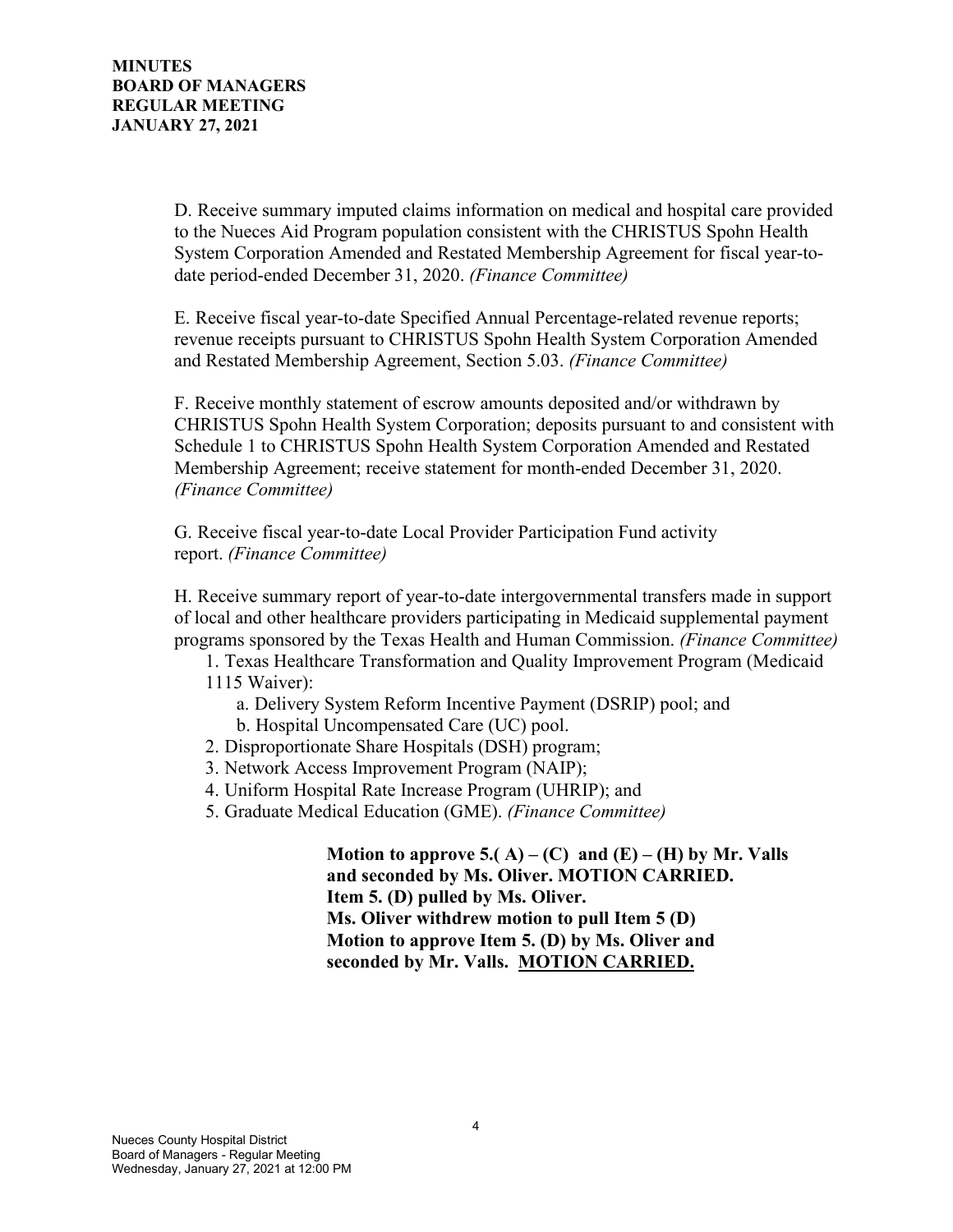D. Receive summary imputed claims information on medical and hospital care provided to the Nueces Aid Program population consistent with the CHRISTUS Spohn Health System Corporation Amended and Restated Membership Agreement for fiscal year-to-date period-ended December 31, 2020. *(Finance Committee)*

E. Receive fiscal year-to-date Specified Annual Percentage-related revenue reports; revenue receipts pursuant to CHRISTUS Spohn Health System Corporation Amended and Restated Membership Agreement, Section 5.03. *(Finance Committee)*

F. Receive monthly statement of escrow amounts deposited and/or withdrawn by CHRISTUS Spohn Health System Corporation; deposits pursuant to and consistent with Schedule 1 to CHRISTUS Spohn Health System Corporation Amended and Restated Membership Agreement; receive statement for month-ended December 31, 2020. *(Finance Committee)*

G. Receive fiscal year-to-date Local Provider Participation Fund activity report. *(Finance Committee)*

H. Receive summary report of year-to-date intergovernmental transfers made in support of local and other healthcare providers participating in Medicaid supplemental payment programs sponsored by the Texas Health and Human Commission. *(Finance Committee)*

1. Texas Healthcare Transformation and Quality Improvement Program (Medicaid 1115 Waiver):
   a. Delivery System Reform Incentive Payment (DSRIP) pool; and
   b. Hospital Uncompensated Care (UC) pool.
2. Disproportionate Share Hospitals (DSH) program;
3. Network Access Improvement Program (NAIP);
4. Uniform Hospital Rate Increase Program (UHRIP); and
5. Graduate Medical Education (GME). *(Finance Committee)*

**Motion to approve 5.( A) – (C) and (E) – (H) by Mr. Valls and seconded by Ms. Oliver. MOTION CARRIED.**
**Item 5. (D) pulled by Ms. Oliver.**
**Ms. Oliver withdrew motion to pull Item 5 (D)**
**Motion to approve Item 5. (D) by Ms. Oliver and seconded by Mr. Valls. MOTION CARRIED.**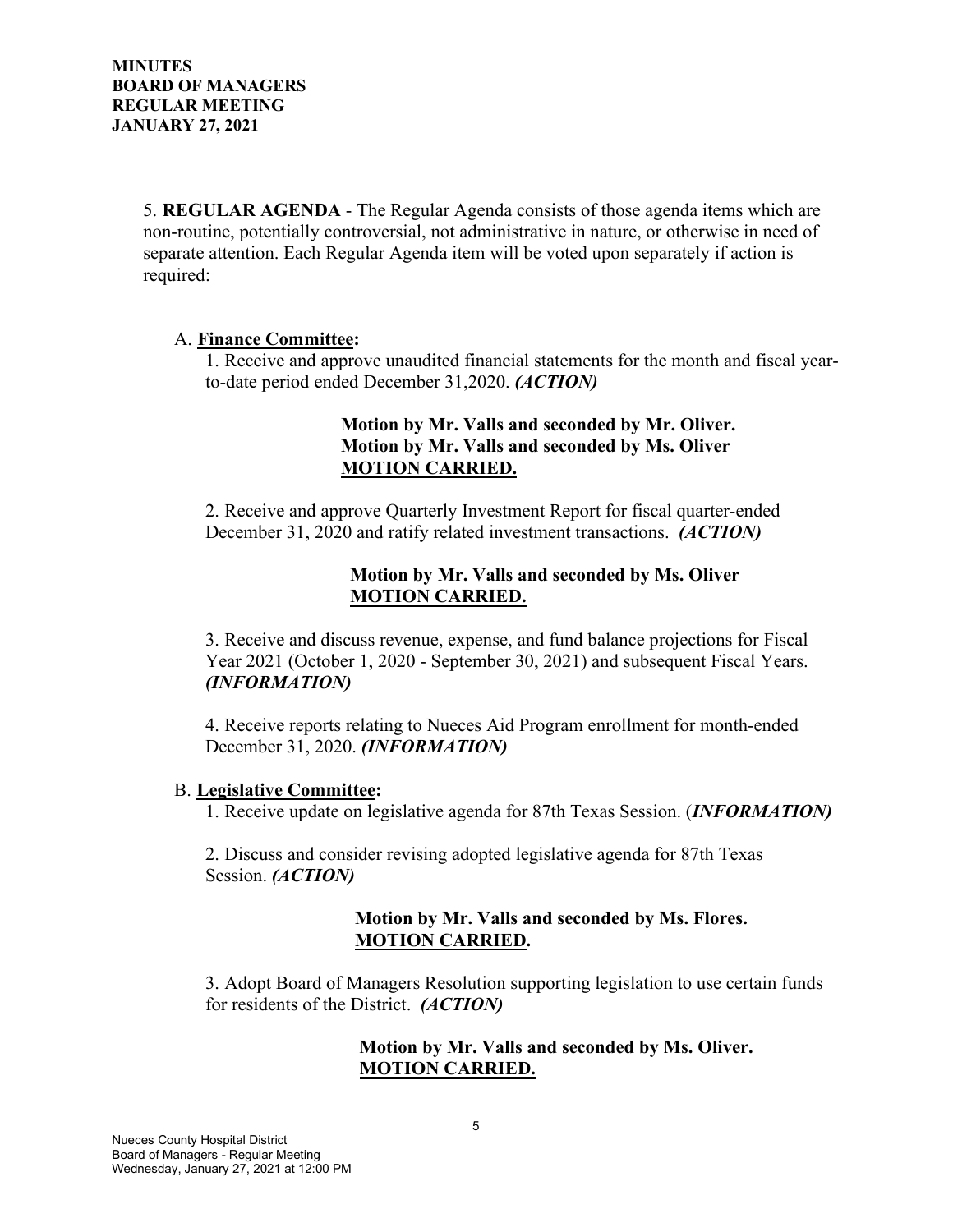**MINUTES**
**BOARD OF MANAGERS**
**REGULAR MEETING**
**JANUARY 27, 2021**

5. **REGULAR AGENDA** - The Regular Agenda consists of those agenda items which are non-routine, potentially controversial, not administrative in nature, or otherwise in need of separate attention. Each Regular Agenda item will be voted upon separately if action is required:

A. **Finance Committee:**

1. Receive and approve unaudited financial statements for the month and fiscal year-to-date period ended December 31,2020. ***(ACTION)***

**Motion by Mr. Valls and seconded by Mr. Oliver.**
**Motion by Mr. Valls and seconded by Ms. Oliver**
**MOTION CARRIED.**

2. Receive and approve Quarterly Investment Report for fiscal quarter-ended December 31, 2020 and ratify related investment transactions. ***(ACTION)***

**Motion by Mr. Valls and seconded by Ms. Oliver**
**MOTION CARRIED.**

3. Receive and discuss revenue, expense, and fund balance projections for Fiscal Year 2021 (October 1, 2020 - September 30, 2021) and subsequent Fiscal Years. ***(INFORMATION)***

4. Receive reports relating to Nueces Aid Program enrollment for month-ended December 31, 2020. ***(INFORMATION)***

B. **Legislative Committee:**

1. Receive update on legislative agenda for 87th Texas Session. (***INFORMATION)***

2. Discuss and consider revising adopted legislative agenda for 87th Texas Session. ***(ACTION)***

**Motion by Mr. Valls and seconded by Ms. Flores.**
**MOTION CARRIED.**

3. Adopt Board of Managers Resolution supporting legislation to use certain funds for residents of the District. ***(ACTION)***

**Motion by Mr. Valls and seconded by Ms. Oliver.**
**MOTION CARRIED.**

Nueces County Hospital District
Board of Managers - Regular Meeting
Wednesday, January 27, 2021 at 12:00 PM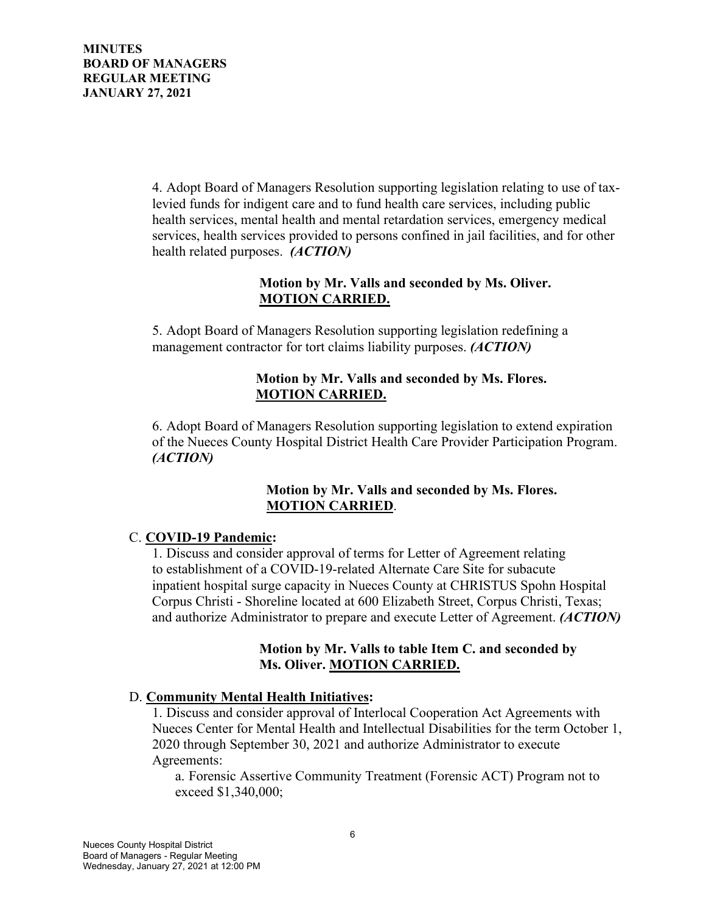4. Adopt Board of Managers Resolution supporting legislation relating to use of tax-levied funds for indigent care and to fund health care services, including public health services, mental health and mental retardation services, emergency medical services, health services provided to persons confined in jail facilities, and for other health related purposes. ***(ACTION)***

**Motion by Mr. Valls and seconded by Ms. Oliver.**
**MOTION CARRIED.**

5. Adopt Board of Managers Resolution supporting legislation redefining a management contractor for tort claims liability purposes. ***(ACTION)***

**Motion by Mr. Valls and seconded by Ms. Flores.**
**MOTION CARRIED.**

6. Adopt Board of Managers Resolution supporting legislation to extend expiration of the Nueces County Hospital District Health Care Provider Participation Program. ***(ACTION)***

**Motion by Mr. Valls and seconded by Ms. Flores.**
**MOTION CARRIED**.

C. **COVID-19 Pandemic:**

1. Discuss and consider approval of terms for Letter of Agreement relating to establishment of a COVID-19-related Alternate Care Site for subacute inpatient hospital surge capacity in Nueces County at CHRISTUS Spohn Hospital Corpus Christi - Shoreline located at 600 Elizabeth Street, Corpus Christi, Texas; and authorize Administrator to prepare and execute Letter of Agreement. ***(ACTION)***

**Motion by Mr. Valls to table Item C. and seconded by Ms. Oliver. MOTION CARRIED.**

D. **Community Mental Health Initiatives:**

1. Discuss and consider approval of Interlocal Cooperation Act Agreements with Nueces Center for Mental Health and Intellectual Disabilities for the term October 1, 2020 through September 30, 2021 and authorize Administrator to execute Agreements:

a. Forensic Assertive Community Treatment (Forensic ACT) Program not to exceed $1,340,000;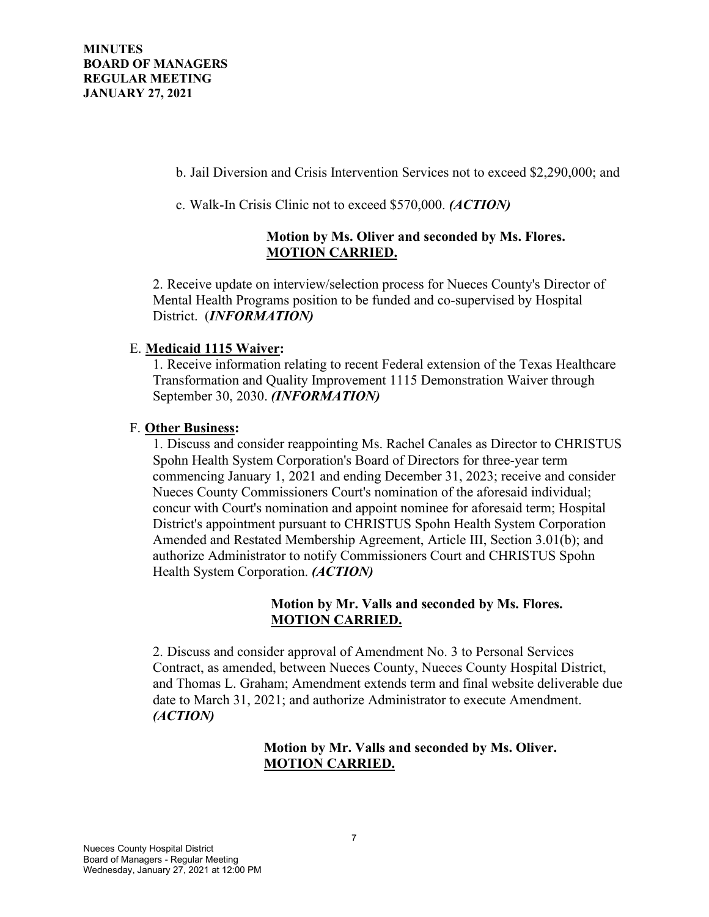b. Jail Diversion and Crisis Intervention Services not to exceed $2,290,000; and

c. Walk-In Crisis Clinic not to exceed $570,000. ***(ACTION)***

**Motion by Ms. Oliver and seconded by Ms. Flores.**
**<u>MOTION CARRIED.</u>**

2. Receive update on interview/selection process for Nueces County's Director of Mental Health Programs position to be funded and co-supervised by Hospital District. (***INFORMATION)***

E. **<u>Medicaid 1115 Waiver</u>:**

1. Receive information relating to recent Federal extension of the Texas Healthcare Transformation and Quality Improvement 1115 Demonstration Waiver through September 30, 2030. ***(INFORMATION)***

F. **<u>Other Business</u>:**

1. Discuss and consider reappointing Ms. Rachel Canales as Director to CHRISTUS Spohn Health System Corporation's Board of Directors for three-year term commencing January 1, 2021 and ending December 31, 2023; receive and consider Nueces County Commissioners Court's nomination of the aforesaid individual; concur with Court's nomination and appoint nominee for aforesaid term; Hospital District's appointment pursuant to CHRISTUS Spohn Health System Corporation Amended and Restated Membership Agreement, Article III, Section 3.01(b); and authorize Administrator to notify Commissioners Court and CHRISTUS Spohn Health System Corporation. ***(ACTION)***

**Motion by Mr. Valls and seconded by Ms. Flores.**
**<u>MOTION CARRIED.</u>**

2. Discuss and consider approval of Amendment No. 3 to Personal Services Contract, as amended, between Nueces County, Nueces County Hospital District, and Thomas L. Graham; Amendment extends term and final website deliverable due date to March 31, 2021; and authorize Administrator to execute Amendment. ***(ACTION)***

**Motion by Mr. Valls and seconded by Ms. Oliver.**
**<u>MOTION CARRIED.</u>**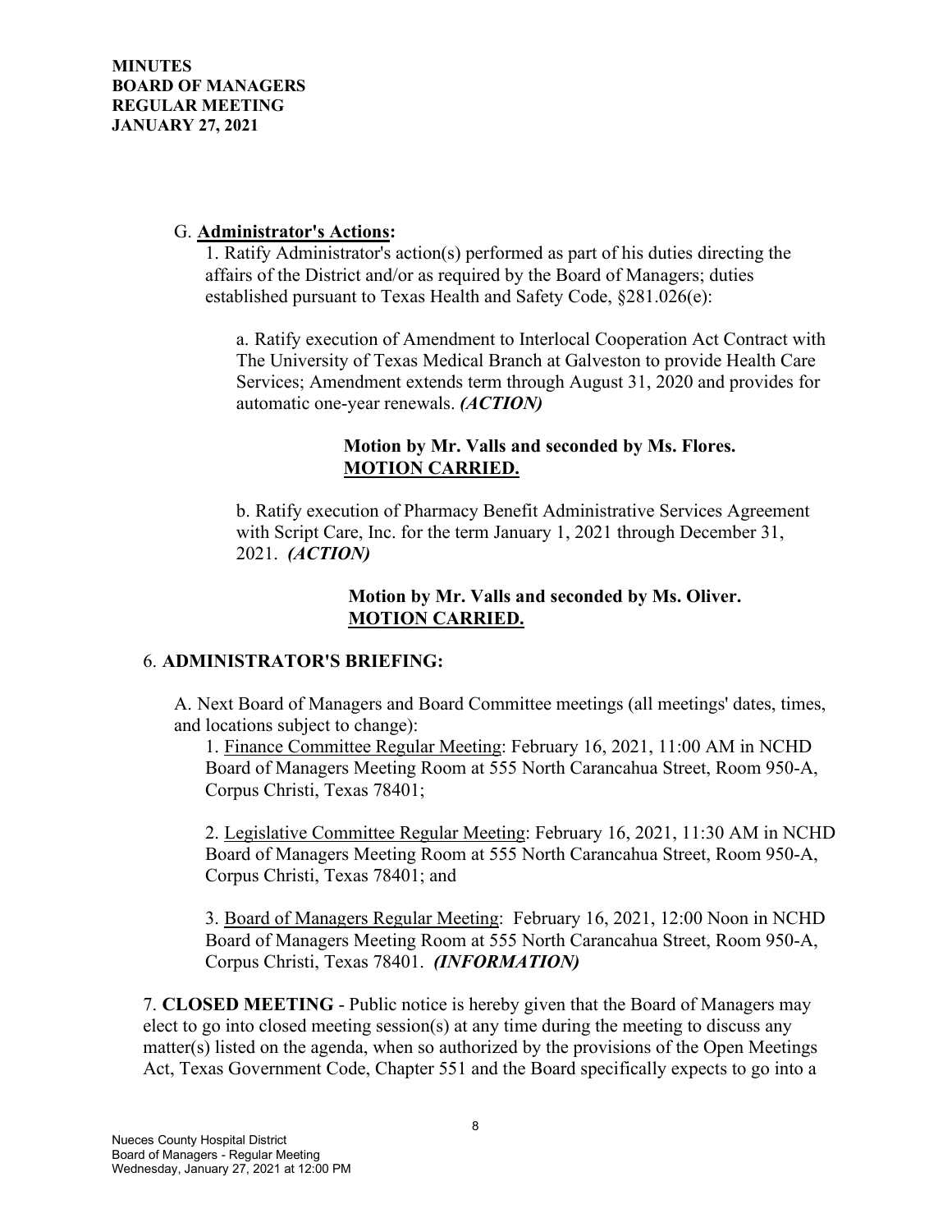**MINUTES**
**BOARD OF MANAGERS**
**REGULAR MEETING**
**JANUARY 27, 2021**

G. **Administrator's Actions:**

1. Ratify Administrator's action(s) performed as part of his duties directing the affairs of the District and/or as required by the Board of Managers; duties established pursuant to Texas Health and Safety Code, §281.026(e):

a. Ratify execution of Amendment to Interlocal Cooperation Act Contract with The University of Texas Medical Branch at Galveston to provide Health Care Services; Amendment extends term through August 31, 2020 and provides for automatic one-year renewals. ***(ACTION)***

**Motion by Mr. Valls and seconded by Ms. Flores.**
**MOTION CARRIED.**

b. Ratify execution of Pharmacy Benefit Administrative Services Agreement with Script Care, Inc. for the term January 1, 2021 through December 31, 2021. ***(ACTION)***

**Motion by Mr. Valls and seconded by Ms. Oliver.**
**MOTION CARRIED.**

6. **ADMINISTRATOR'S BRIEFING:**

A. Next Board of Managers and Board Committee meetings (all meetings' dates, times, and locations subject to change):

1. Finance Committee Regular Meeting: February 16, 2021, 11:00 AM in NCHD Board of Managers Meeting Room at 555 North Carancahua Street, Room 950-A, Corpus Christi, Texas 78401;

2. Legislative Committee Regular Meeting: February 16, 2021, 11:30 AM in NCHD Board of Managers Meeting Room at 555 North Carancahua Street, Room 950-A, Corpus Christi, Texas 78401; and

3. Board of Managers Regular Meeting: February 16, 2021, 12:00 Noon in NCHD Board of Managers Meeting Room at 555 North Carancahua Street, Room 950-A, Corpus Christi, Texas 78401. ***(INFORMATION)***

7. **CLOSED MEETING** - Public notice is hereby given that the Board of Managers may elect to go into closed meeting session(s) at any time during the meeting to discuss any matter(s) listed on the agenda, when so authorized by the provisions of the Open Meetings Act, Texas Government Code, Chapter 551 and the Board specifically expects to go into a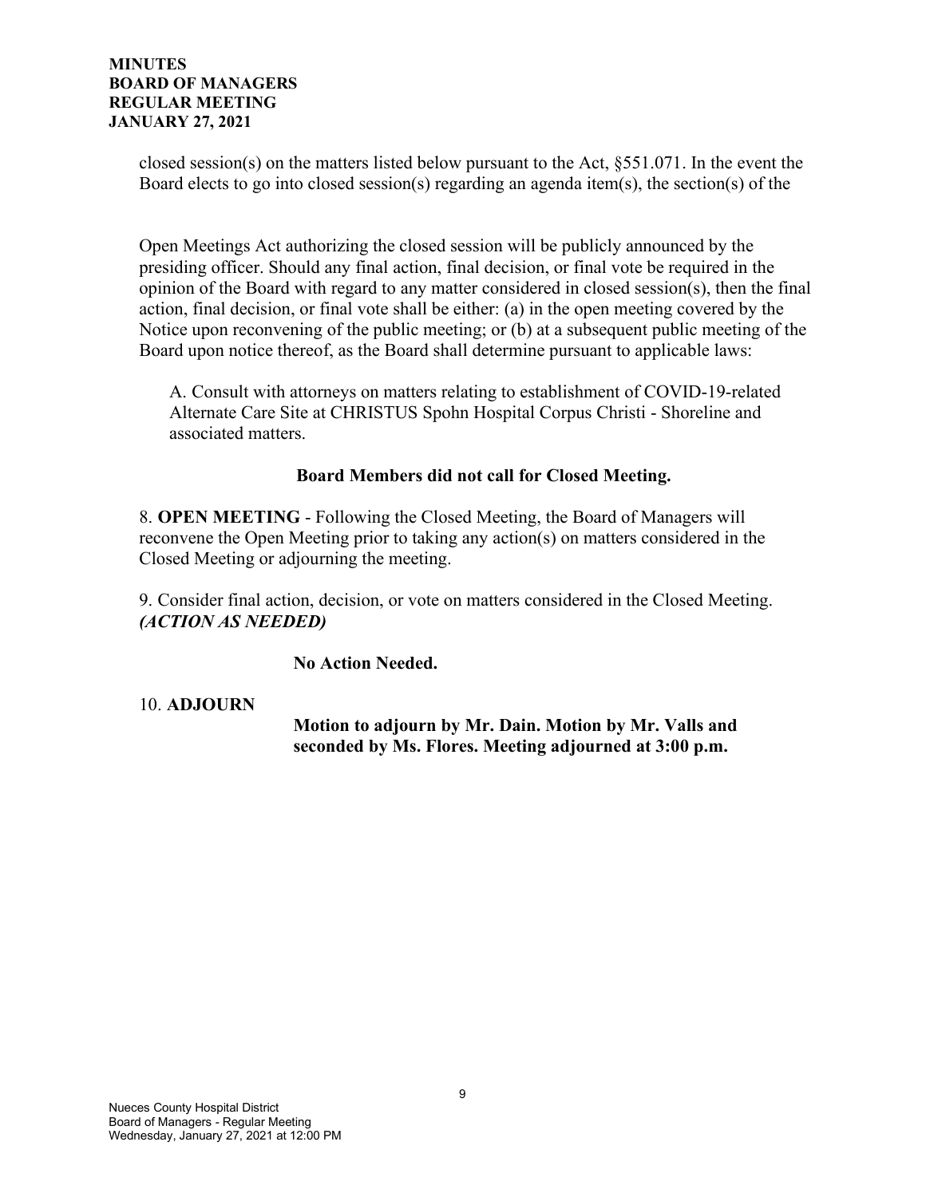closed session(s) on the matters listed below pursuant to the Act, §551.071. In the event the Board elects to go into closed session(s) regarding an agenda item(s), the section(s) of the

Open Meetings Act authorizing the closed session will be publicly announced by the presiding officer. Should any final action, final decision, or final vote be required in the opinion of the Board with regard to any matter considered in closed session(s), then the final action, final decision, or final vote shall be either: (a) in the open meeting covered by the Notice upon reconvening of the public meeting; or (b) at a subsequent public meeting of the Board upon notice thereof, as the Board shall determine pursuant to applicable laws:

A. Consult with attorneys on matters relating to establishment of COVID-19-related Alternate Care Site at CHRISTUS Spohn Hospital Corpus Christi - Shoreline and associated matters.

**Board Members did not call for Closed Meeting.**

8. **OPEN MEETING** - Following the Closed Meeting, the Board of Managers will reconvene the Open Meeting prior to taking any action(s) on matters considered in the Closed Meeting or adjourning the meeting.

9. Consider final action, decision, or vote on matters considered in the Closed Meeting. ***(ACTION AS NEEDED)***

**No Action Needed.**

10. **ADJOURN**

**Motion to adjourn by Mr. Dain. Motion by Mr. Valls and seconded by Ms. Flores. Meeting adjourned at 3:00 p.m.**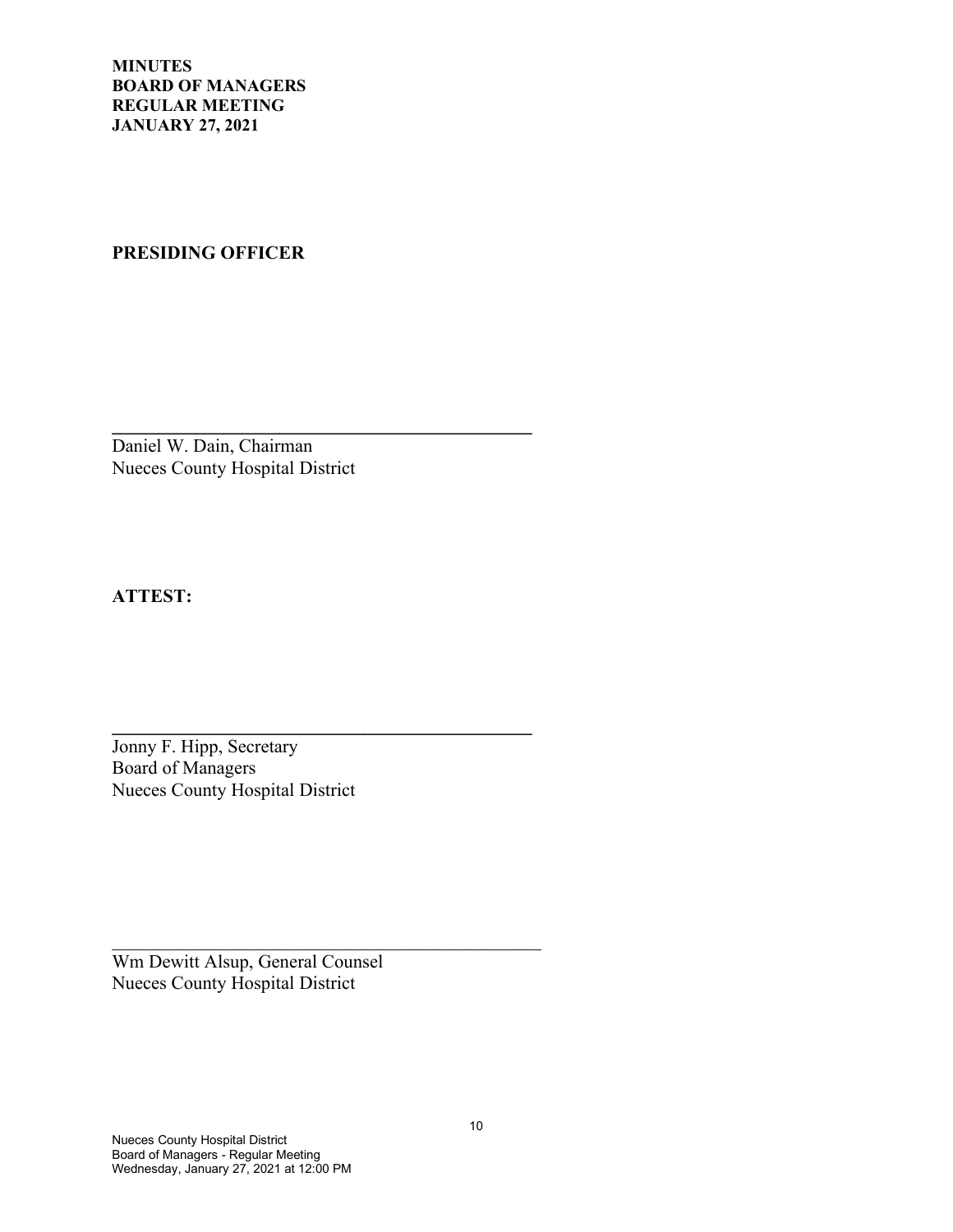**MINUTES**
**BOARD OF MANAGERS**
**REGULAR MEETING**
**JANUARY 27, 2021**

**PRESIDING OFFICER**

\_\_\_\_\_\_\_\_\_\_\_\_\_\_\_\_\_\_\_\_\_\_\_\_\_\_\_\_\_\_\_\_\_\_\_\_\_\_\_\_\_\_\_\_

Daniel W. Dain, Chairman
Nueces County Hospital District

**ATTEST:**

\_\_\_\_\_\_\_\_\_\_\_\_\_\_\_\_\_\_\_\_\_\_\_\_\_\_\_\_\_\_\_\_\_\_\_\_\_\_\_\_\_\_\_\_

Jonny F. Hipp, Secretary
Board of Managers
Nueces County Hospital District

\_\_\_\_\_\_\_\_\_\_\_\_\_\_\_\_\_\_\_\_\_\_\_\_\_\_\_\_\_\_\_\_\_\_\_\_\_\_\_\_\_\_\_\_

Wm Dewitt Alsup, General Counsel
Nueces County Hospital District